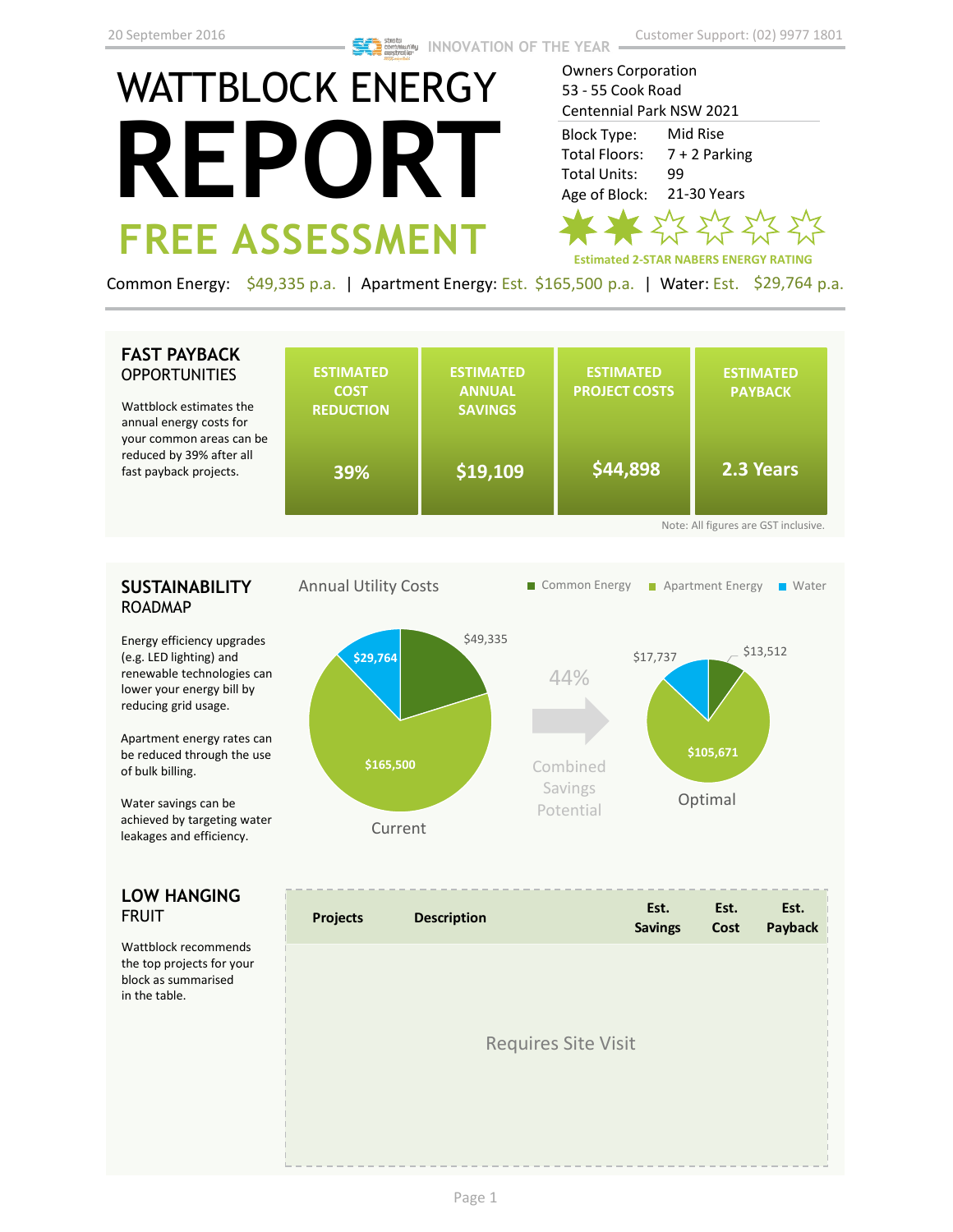20 September 2016

INNOVATION OF THE YEAR

Customer Support: (02) 9977 1801

# WATTBLOCK ENERGY REPORT

## FREE ASSESSMENT

Owners Corporation
53 - 55 Cook Road
Centennial Park NSW 2021

| | |
|---|---|
| Block Type: | Mid Rise |
| Total Floors: | 7 + 2 Parking |
| Total Units: | 99 |
| Age of Block: | 21-30 Years |

Estimated 2-STAR NABERS ENERGY RATING

Common Energy: $49,335 p.a. | Apartment Energy: Est. $165,500 p.a. | Water: Est. $29,764 p.a.

## FAST PAYBACK OPPORTUNITIES

Wattblock estimates the annual energy costs for your common areas can be reduced by 39% after all fast payback projects.

| ESTIMATED COST REDUCTION | ESTIMATED ANNUAL SAVINGS | ESTIMATED PROJECT COSTS | ESTIMATED PAYBACK |
|---|---|---|---|
| 39% | $19,109 | $44,898 | 2.3 Years |

Note: All figures are GST inclusive.

## SUSTAINABILITY ROADMAP

Energy efficiency upgrades (e.g. LED lighting) and renewable technologies can lower your energy bill by reducing grid usage.

Apartment energy rates can be reduced through the use of bulk billing.

Water savings can be achieved by targeting water leakages and efficiency.

Annual Utility Costs

| | Common Energy | Apartment Energy | Water |
|---|---|---|---|
| Current | $49,335 | $165,500 | $29,764 |
| Optimal | $13,512 | $105,671 | $17,737 |

44% Combined Savings Potential

## LOW HANGING FRUIT

Wattblock recommends the top projects for your block as summarised in the table.

| Projects | Description | Est. Savings | Est. Cost | Est. Payback |
|---|---|---|---|---|
| Requires Site Visit | | | | |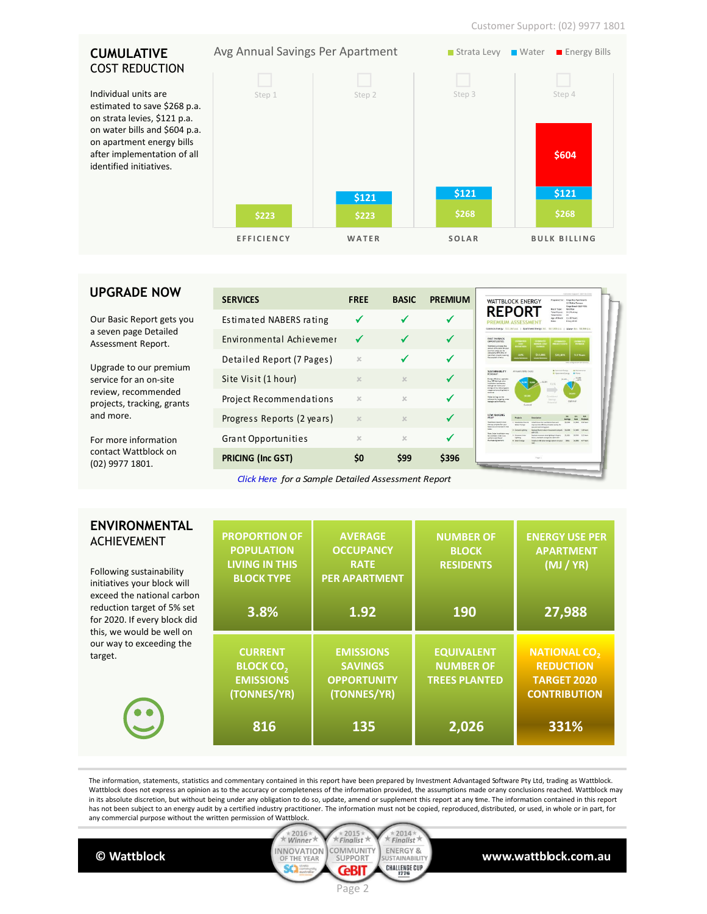Customer Support: (02) 9977 1801

## CUMULATIVE COST REDUCTION

Individual units are estimated to save $268 p.a. on strata levies, $121 p.a. on water bills and $604 p.a. on apartment energy bills after implementation of all identified initiatives.

Avg Annual Savings Per Apartment

Strata Levy · Water · Energy Bills

Step 1 · EFFICIENCY: $223

Step 2 · WATER: $223, $121

Step 3 · SOLAR: $268, $121

Step 4 · BULK BILLING: $268, $121, $604

## UPGRADE NOW

Our Basic Report gets you a seven page Detailed Assessment Report.

Upgrade to our premium service for an on-site review, recommended projects, tracking, grants and more.

For more information contact Wattblock on (02) 9977 1801.

| SERVICES | FREE | BASIC | PREMIUM |
|---|---|---|---|
| Estimated NABERS rating | ✓ | ✓ | ✓ |
| Environmental Achievement | ✓ | ✓ | ✓ |
| Detailed Report (7 Pages) | × | ✓ | ✓ |
| Site Visit (1 hour) | × | × | ✓ |
| Project Recommendations | × | × | ✓ |
| Progress Reports (2 years) | × | × | ✓ |
| Grant Opportunities | × | × | ✓ |
| **PRICING (Inc GST)** | **$0** | **$99** | **$396** |

*Click Here for a Sample Detailed Assessment Report*

## ENVIRONMENTAL ACHIEVEMENT

Following sustainability initiatives your block will exceed the national carbon reduction target of 5% set for 2020. If every block did this, we would be well on our way to exceeding the target.

| | | | |
|---|---|---|---|
| PROPORTION OF POPULATION LIVING IN THIS BLOCK TYPE | AVERAGE OCCUPANCY RATE PER APARTMENT | NUMBER OF BLOCK RESIDENTS | ENERGY USE PER APARTMENT (MJ / YR) |
| 3.8% | 1.92 | 190 | 27,988 |
| CURRENT BLOCK $CO_2$ EMISSIONS (TONNES/YR) | EMISSIONS SAVINGS OPPORTUNITY (TONNES/YR) | EQUIVALENT NUMBER OF TREES PLANTED | NATIONAL $CO_2$ REDUCTION TARGET 2020 CONTRIBUTION |
| 816 | 135 | 2,026 | 331% |

The information, statements, statistics and commentary contained in this report have been prepared by Investment Advantaged Software Pty Ltd, trading as Wattblock. Wattblock does not express an opinion as to the accuracy or completeness of the information provided, the assumptions made or any conclusions reached. Wattblock may in its absolute discretion, but without being under any obligation to do so, update, amend or supplement this report at any time. The information contained in this report has not been subject to an energy audit by a certified industry practitioner. The information must not be copied, reproduced, distributed, or used, in whole or in part, for any commercial purpose without the written permission of Wattblock.

2016 Winner INNOVATION OF THE YEAR · 2015 Finalist COMMUNITY SUPPORT CeBIT · 2014 Finalist ENERGY & SUSTAINABILITY CHALLENGE CUP

© Wattblock · www.wattblock.com.au